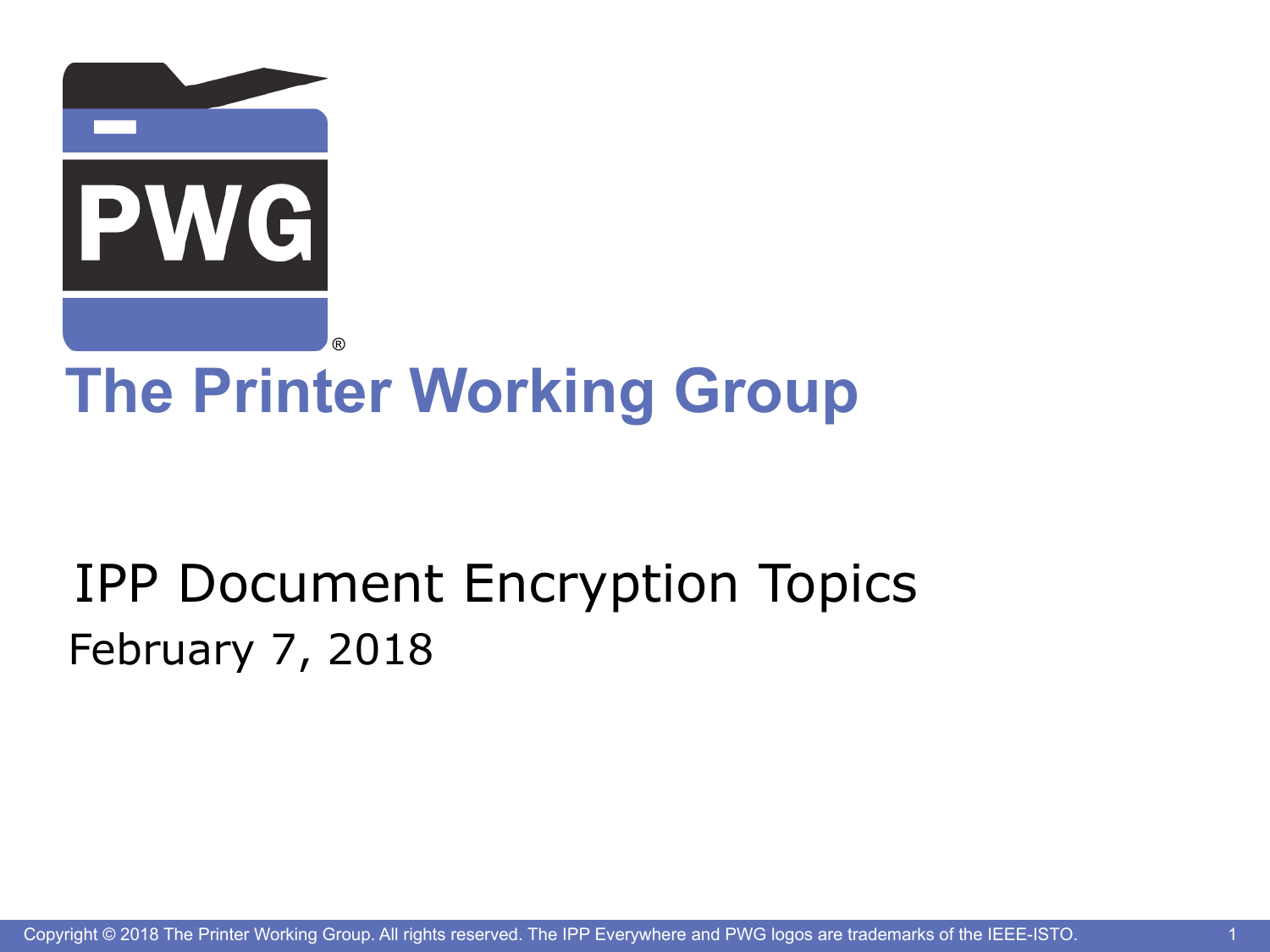PWG®

# The Printer Working Group

## IPP Document Encryption Topics

February 7, 2018

Copyright © 2018 The Printer Working Group. All rights reserved. The IPP Everywhere and PWG logos are trademarks of the IEEE-ISTO.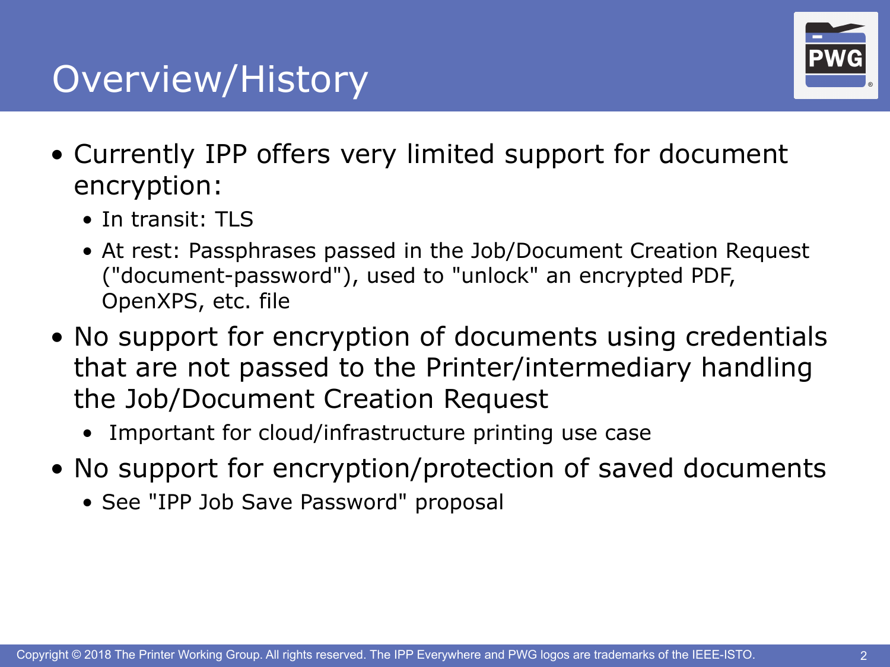# Overview/History

- Currently IPP offers very limited support for document encryption:
  - In transit: TLS
  - At rest: Passphrases passed in the Job/Document Creation Request ("document-password"), used to "unlock" an encrypted PDF, OpenXPS, etc. file
- No support for encryption of documents using credentials that are not passed to the Printer/intermediary handling the Job/Document Creation Request
  - Important for cloud/infrastructure printing use case
- No support for encryption/protection of saved documents
  - See "IPP Job Save Password" proposal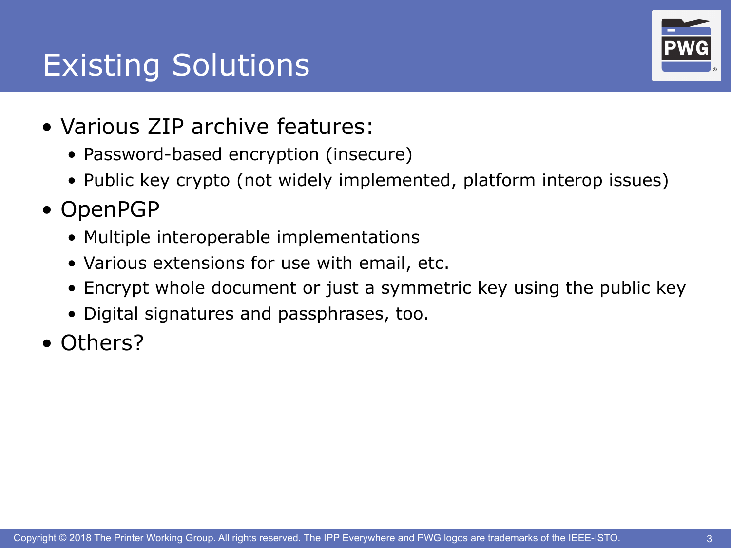# Existing Solutions

- Various ZIP archive features:
  - Password-based encryption (insecure)
  - Public key crypto (not widely implemented, platform interop issues)
- OpenPGP
  - Multiple interoperable implementations
  - Various extensions for use with email, etc.
  - Encrypt whole document or just a symmetric key using the public key
  - Digital signatures and passphrases, too.
- Others?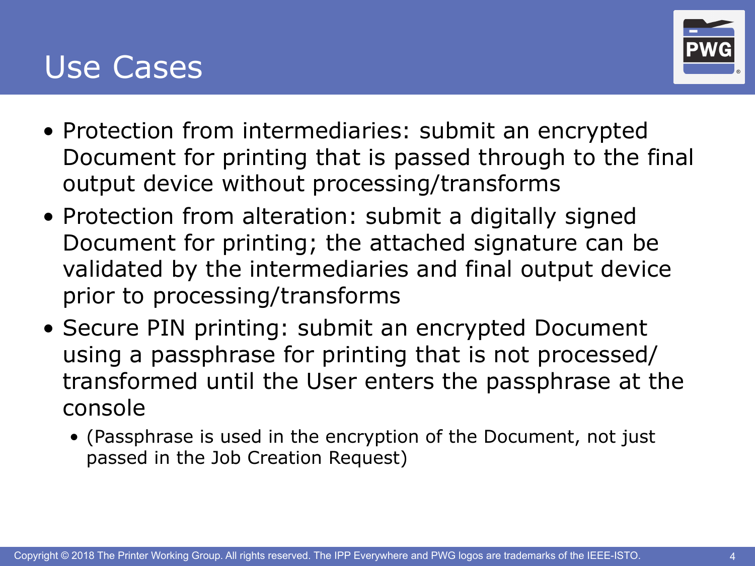# Use Cases

- Protection from intermediaries: submit an encrypted Document for printing that is passed through to the final output device without processing/transforms
- Protection from alteration: submit a digitally signed Document for printing; the attached signature can be validated by the intermediaries and final output device prior to processing/transforms
- Secure PIN printing: submit an encrypted Document using a passphrase for printing that is not processed/ transformed until the User enters the passphrase at the console
  - (Passphrase is used in the encryption of the Document, not just passed in the Job Creation Request)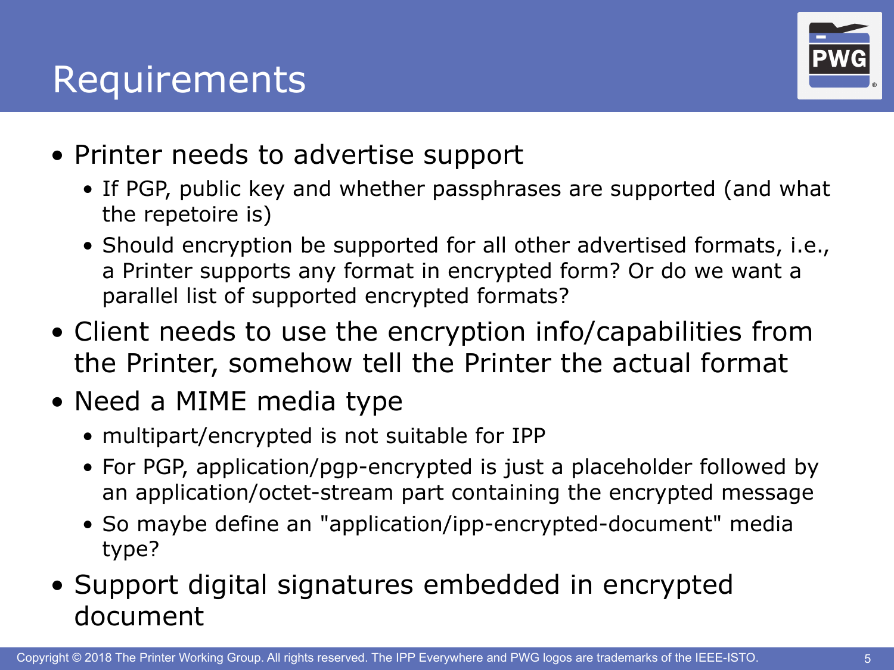# Requirements

- Printer needs to advertise support
  - If PGP, public key and whether passphrases are supported (and what the repetoire is)
  - Should encryption be supported for all other advertised formats, i.e., a Printer supports any format in encrypted form? Or do we want a parallel list of supported encrypted formats?
- Client needs to use the encryption info/capabilities from the Printer, somehow tell the Printer the actual format
- Need a MIME media type
  - multipart/encrypted is not suitable for IPP
  - For PGP, application/pgp-encrypted is just a placeholder followed by an application/octet-stream part containing the encrypted message
  - So maybe define an "application/ipp-encrypted-document" media type?
- Support digital signatures embedded in encrypted document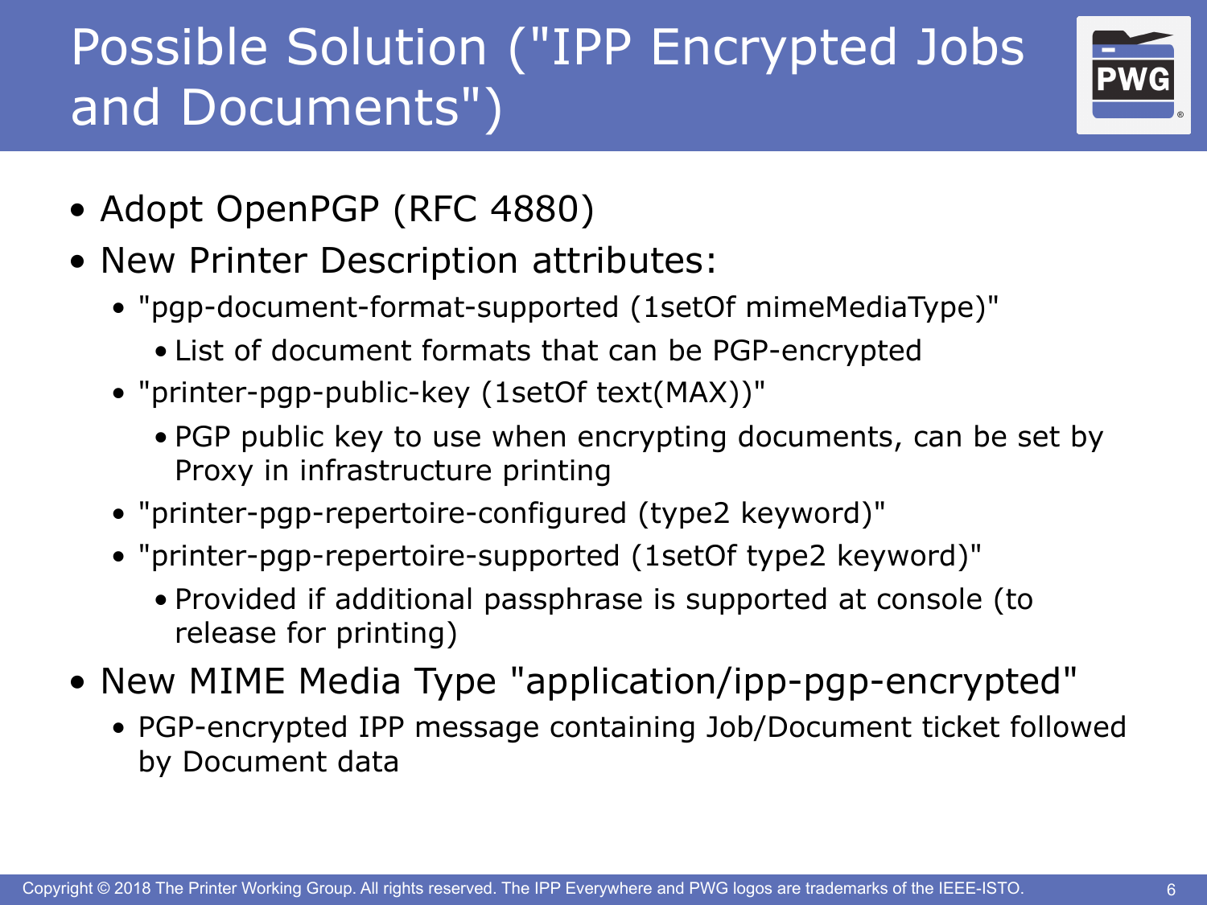# Possible Solution ("IPP Encrypted Jobs and Documents")

- Adopt OpenPGP (RFC 4880)
- New Printer Description attributes:
  - "pgp-document-format-supported (1setOf mimeMediaType)"
    - List of document formats that can be PGP-encrypted
  - "printer-pgp-public-key (1setOf text(MAX))"
    - PGP public key to use when encrypting documents, can be set by Proxy in infrastructure printing
  - "printer-pgp-repertoire-configured (type2 keyword)"
  - "printer-pgp-repertoire-supported (1setOf type2 keyword)"
    - Provided if additional passphrase is supported at console (to release for printing)
- New MIME Media Type "application/ipp-pgp-encrypted"
  - PGP-encrypted IPP message containing Job/Document ticket followed by Document data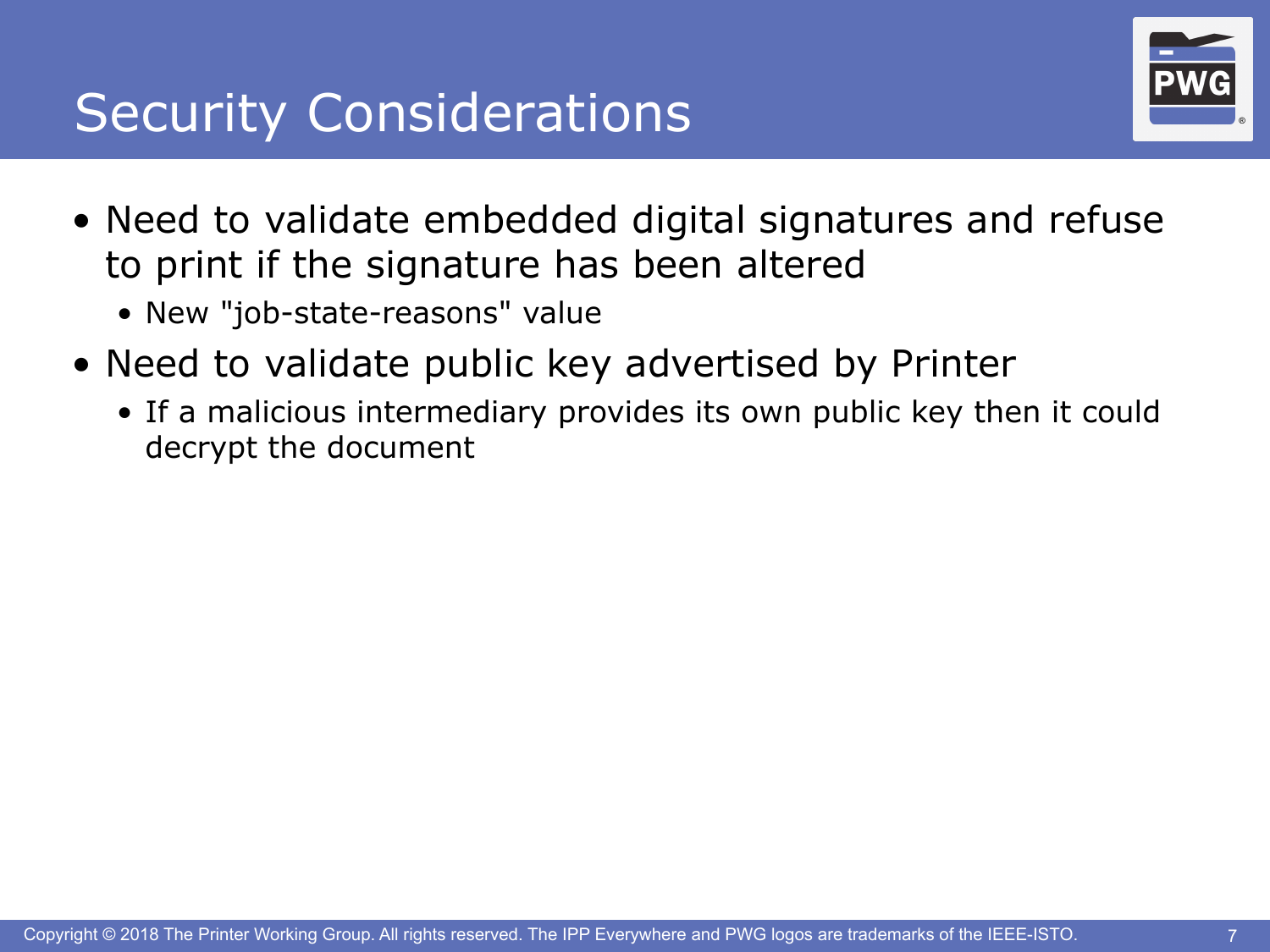# Security Considerations

- Need to validate embedded digital signatures and refuse to print if the signature has been altered
  - New "job-state-reasons" value
- Need to validate public key advertised by Printer
  - If a malicious intermediary provides its own public key then it could decrypt the document